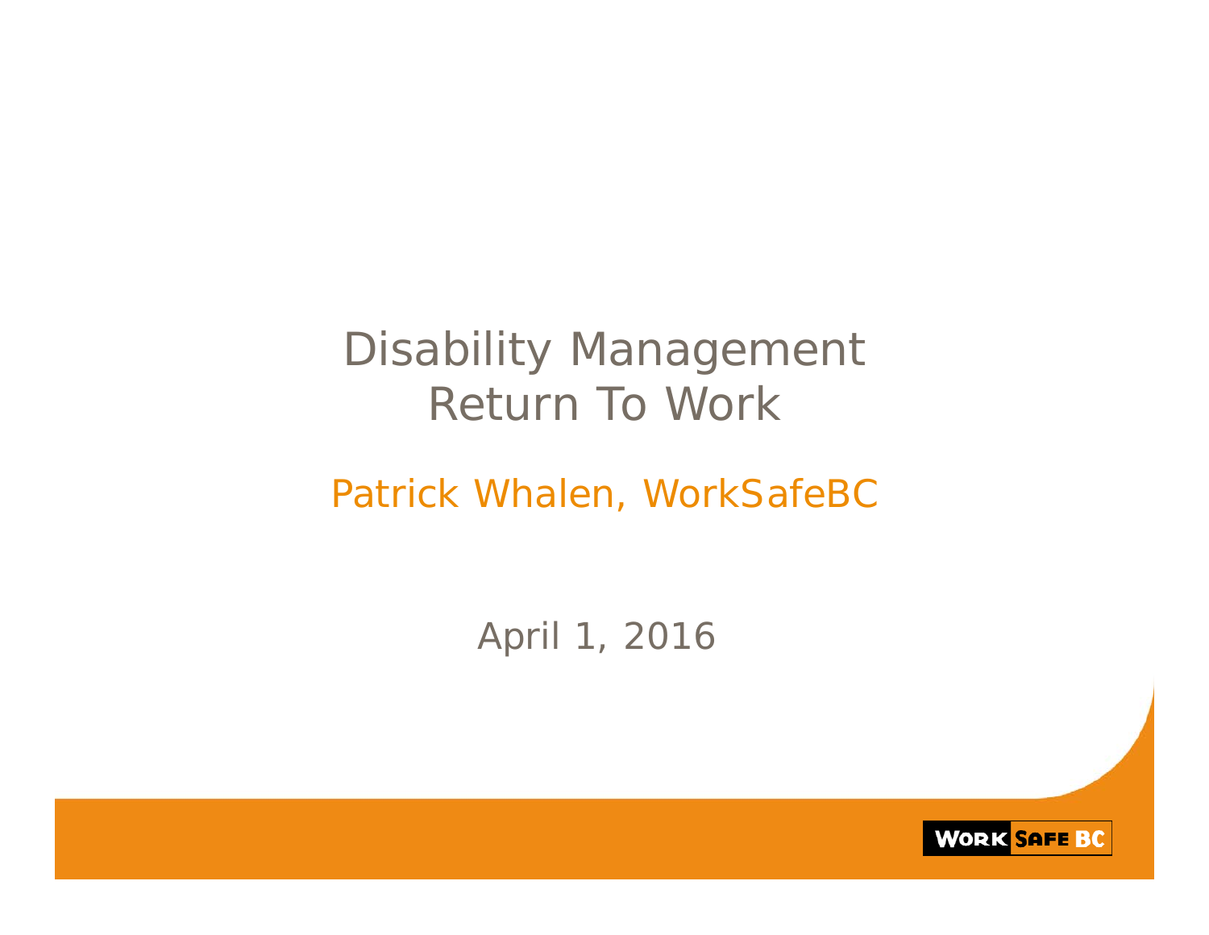# Disability Management
# Return To Work

Patrick Whalen, WorkSafeBC

April 1, 2016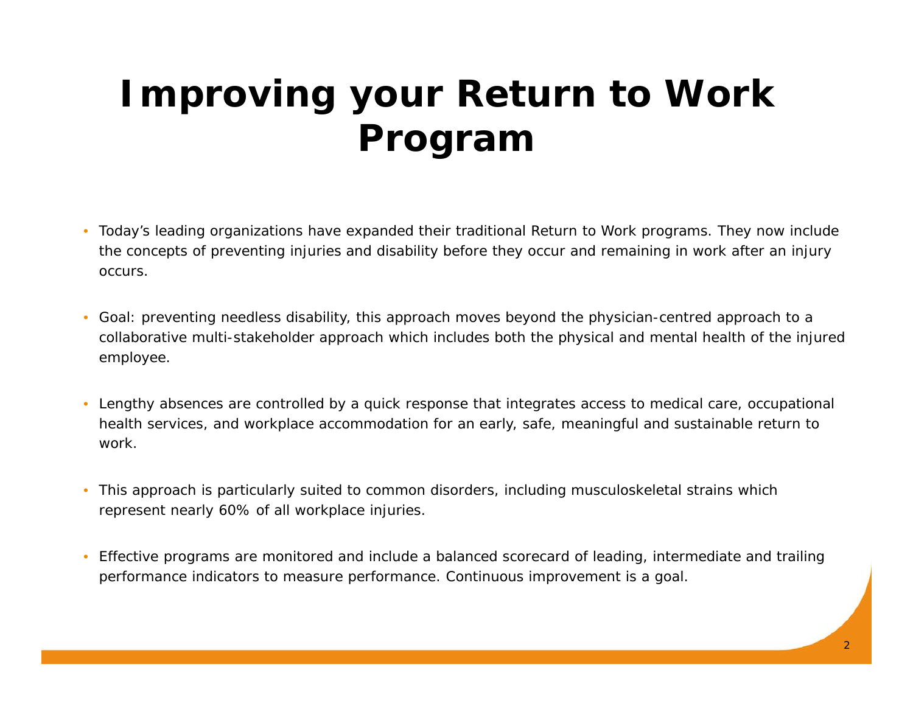# Improving your Return to Work Program

- Today's leading organizations have expanded their traditional Return to Work programs. They now include the concepts of preventing injuries and disability before they occur and remaining in work after an injury occurs.

- Goal: preventing needless disability, this approach moves beyond the physician-centred approach to a collaborative multi-stakeholder approach which includes both the physical and mental health of the injured employee.

- Lengthy absences are controlled by a quick response that integrates access to medical care, occupational health services, and workplace accommodation for an early, safe, meaningful and sustainable return to work.

- This approach is particularly suited to common disorders, including musculoskeletal strains which represent nearly 60% of all workplace injuries.

- Effective programs are monitored and include a balanced scorecard of leading, intermediate and trailing performance indicators to measure performance. Continuous improvement is a goal.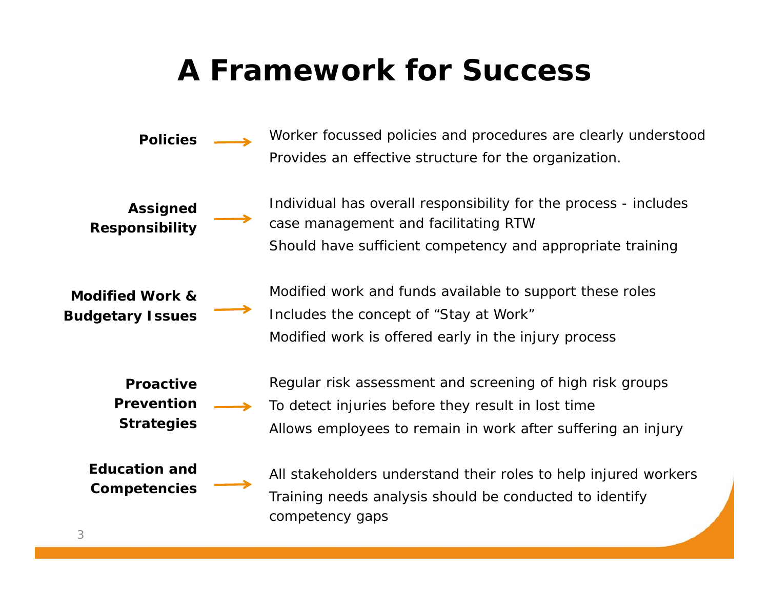# A Framework for Success

**Policies** →
- Worker focussed policies and procedures are clearly understood
- Provides an effective structure for the organization.

**Assigned Responsibility** →
- Individual has overall responsibility for the process - includes case management and facilitating RTW
- Should have sufficient competency and appropriate training

**Modified Work & Budgetary Issues** →
- Modified work and funds available to support these roles
- Includes the concept of "Stay at Work"
- Modified work is offered early in the injury process

**Proactive Prevention Strategies** →
- Regular risk assessment and screening of high risk groups
- To detect injuries before they result in lost time
- Allows employees to remain in work after suffering an injury

**Education and Competencies** →
- All stakeholders understand their roles to help injured workers
- Training needs analysis should be conducted to identify competency gaps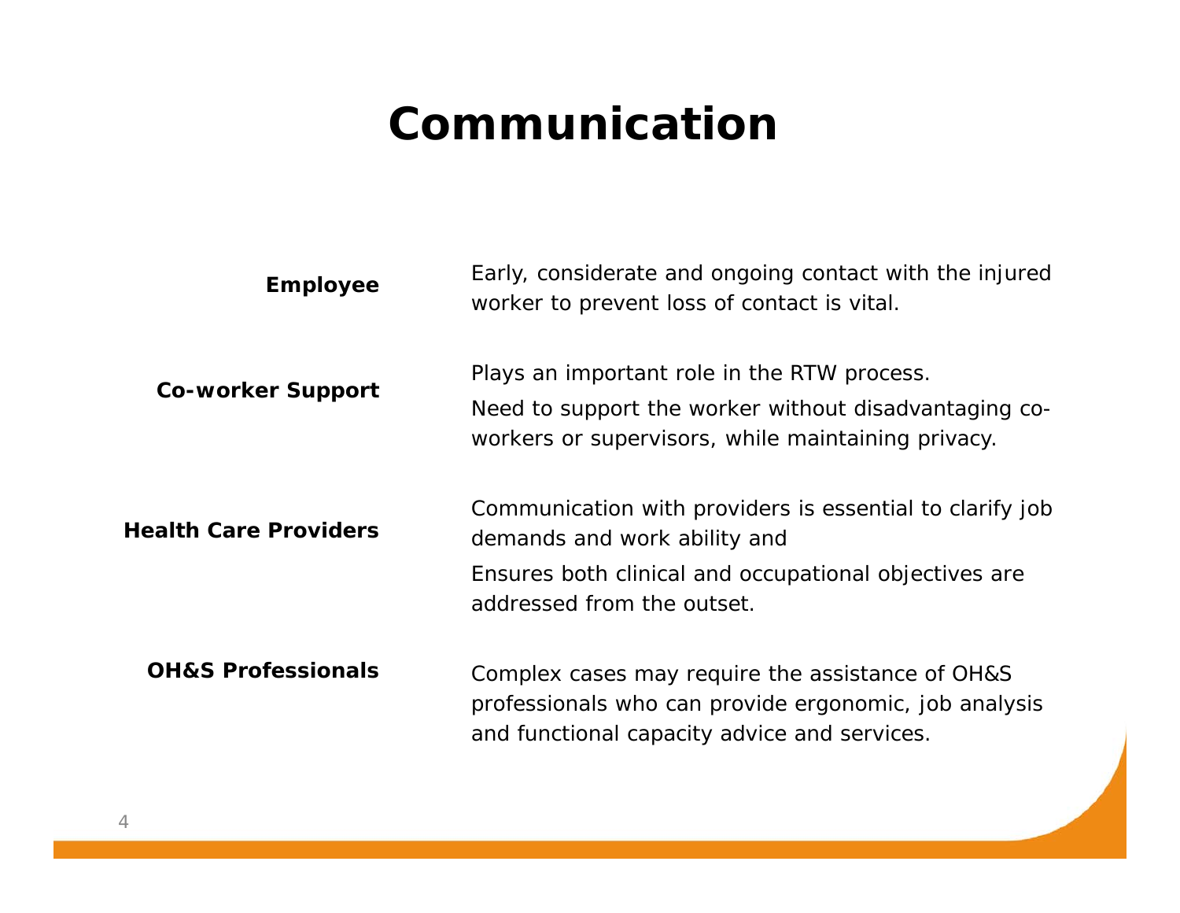# Communication

**Employee**

Early, considerate and ongoing contact with the injured worker to prevent loss of contact is vital.

**Co-worker Support**

Plays an important role in the RTW process.

Need to support the worker without disadvantaging co-workers or supervisors, while maintaining privacy.

**Health Care Providers**

Communication with providers is essential to clarify job demands and work ability and

Ensures both clinical and occupational objectives are addressed from the outset.

**OH&S Professionals**

Complex cases may require the assistance of OH&S professionals who can provide ergonomic, job analysis and functional capacity advice and services.